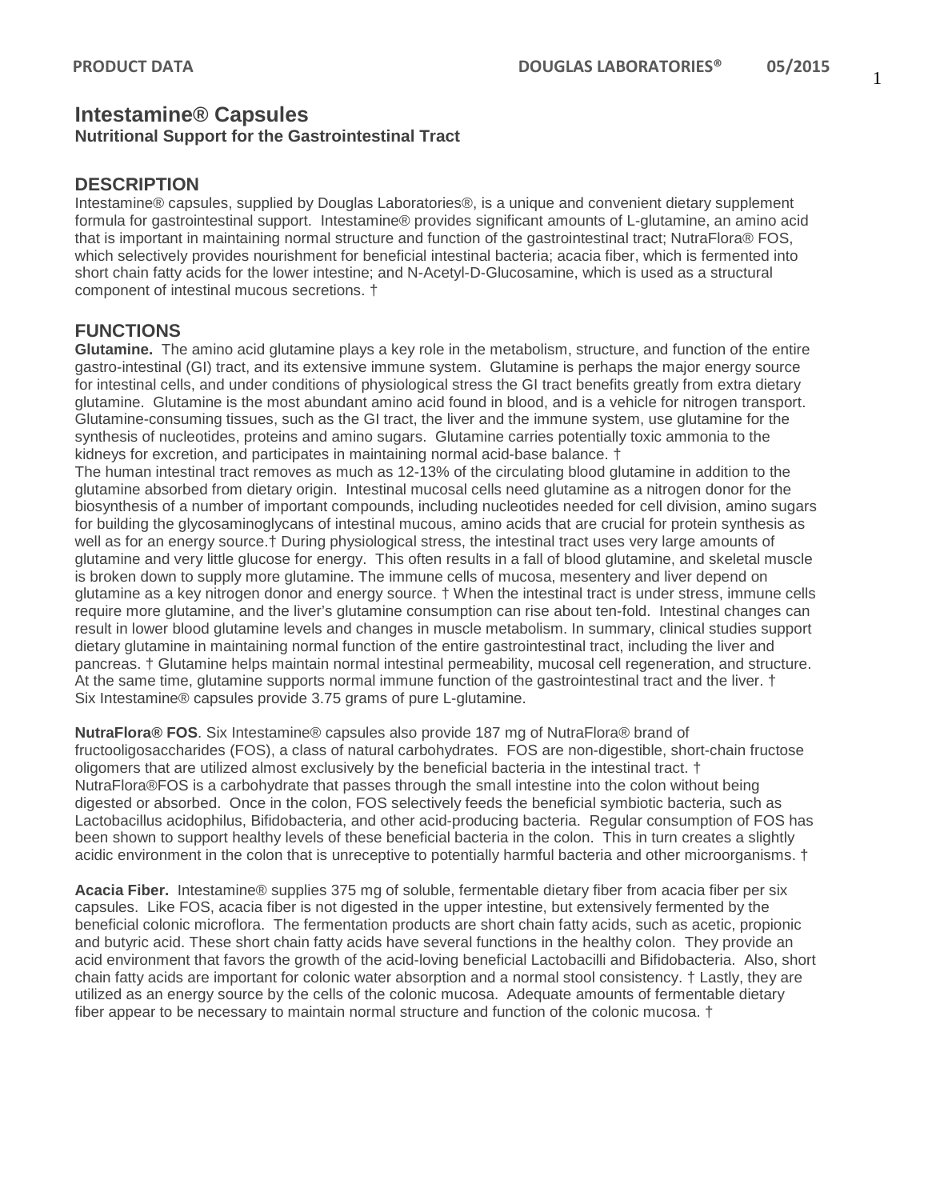# Intestamine® Capsules

**Nutritional Support for the Gastrointestinal Tract**

## DESCRIPTION

Intestamine® capsules, supplied by Douglas Laboratories®, is a unique and convenient dietary supplement formula for gastrointestinal support. Intestamine® provides significant amounts of L-glutamine, an amino acid that is important in maintaining normal structure and function of the gastrointestinal tract; NutraFlora® FOS, which selectively provides nourishment for beneficial intestinal bacteria; acacia fiber, which is fermented into short chain fatty acids for the lower intestine; and N-Acetyl-D-Glucosamine, which is used as a structural component of intestinal mucous secretions. †

## FUNCTIONS

**Glutamine.** The amino acid glutamine plays a key role in the metabolism, structure, and function of the entire gastro-intestinal (GI) tract, and its extensive immune system. Glutamine is perhaps the major energy source for intestinal cells, and under conditions of physiological stress the GI tract benefits greatly from extra dietary glutamine. Glutamine is the most abundant amino acid found in blood, and is a vehicle for nitrogen transport. Glutamine-consuming tissues, such as the GI tract, the liver and the immune system, use glutamine for the synthesis of nucleotides, proteins and amino sugars. Glutamine carries potentially toxic ammonia to the kidneys for excretion, and participates in maintaining normal acid-base balance. †

The human intestinal tract removes as much as 12-13% of the circulating blood glutamine in addition to the glutamine absorbed from dietary origin. Intestinal mucosal cells need glutamine as a nitrogen donor for the biosynthesis of a number of important compounds, including nucleotides needed for cell division, amino sugars for building the glycosaminoglycans of intestinal mucous, amino acids that are crucial for protein synthesis as well as for an energy source.† During physiological stress, the intestinal tract uses very large amounts of glutamine and very little glucose for energy. This often results in a fall of blood glutamine, and skeletal muscle is broken down to supply more glutamine. The immune cells of mucosa, mesentery and liver depend on glutamine as a key nitrogen donor and energy source. † When the intestinal tract is under stress, immune cells require more glutamine, and the liver's glutamine consumption can rise about ten-fold. Intestinal changes can result in lower blood glutamine levels and changes in muscle metabolism. In summary, clinical studies support dietary glutamine in maintaining normal function of the entire gastrointestinal tract, including the liver and pancreas. † Glutamine helps maintain normal intestinal permeability, mucosal cell regeneration, and structure. At the same time, glutamine supports normal immune function of the gastrointestinal tract and the liver. †

Six Intestamine® capsules provide 3.75 grams of pure L-glutamine.

**NutraFlora® FOS**. Six Intestamine® capsules also provide 187 mg of NutraFlora® brand of fructooligosaccharides (FOS), a class of natural carbohydrates. FOS are non-digestible, short-chain fructose oligomers that are utilized almost exclusively by the beneficial bacteria in the intestinal tract. †

NutraFlora®FOS is a carbohydrate that passes through the small intestine into the colon without being digested or absorbed. Once in the colon, FOS selectively feeds the beneficial symbiotic bacteria, such as Lactobacillus acidophilus, Bifidobacteria, and other acid-producing bacteria. Regular consumption of FOS has been shown to support healthy levels of these beneficial bacteria in the colon. This in turn creates a slightly acidic environment in the colon that is unreceptive to potentially harmful bacteria and other microorganisms. †

**Acacia Fiber.** Intestamine® supplies 375 mg of soluble, fermentable dietary fiber from acacia fiber per six capsules. Like FOS, acacia fiber is not digested in the upper intestine, but extensively fermented by the beneficial colonic microflora. The fermentation products are short chain fatty acids, such as acetic, propionic and butyric acid. These short chain fatty acids have several functions in the healthy colon. They provide an acid environment that favors the growth of the acid-loving beneficial Lactobacilli and Bifidobacteria. Also, short chain fatty acids are important for colonic water absorption and a normal stool consistency. † Lastly, they are utilized as an energy source by the cells of the colonic mucosa. Adequate amounts of fermentable dietary fiber appear to be necessary to maintain normal structure and function of the colonic mucosa. †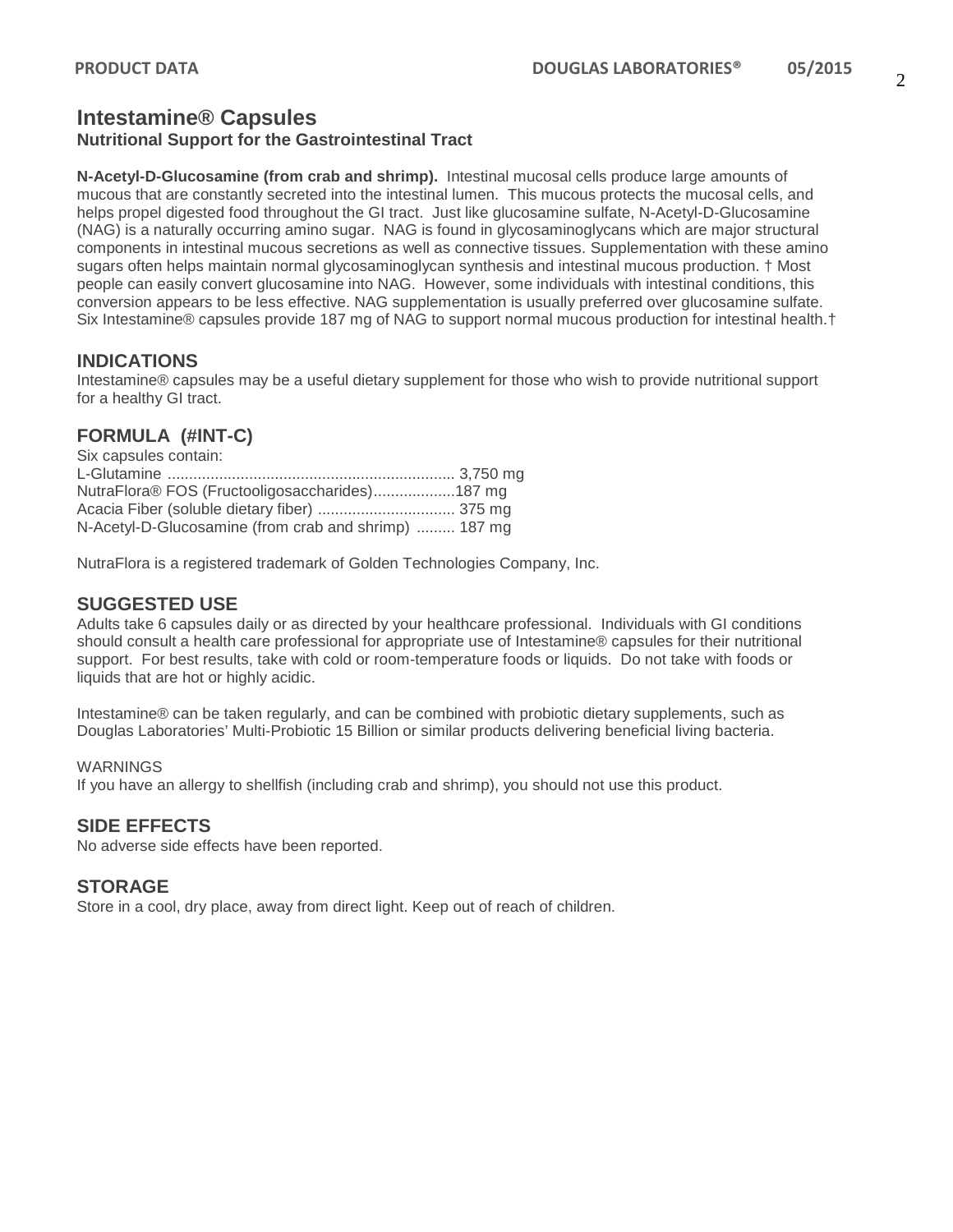# Intestamine® Capsules

**Nutritional Support for the Gastrointestinal Tract**

**N-Acetyl-D-Glucosamine (from crab and shrimp).** Intestinal mucosal cells produce large amounts of mucous that are constantly secreted into the intestinal lumen. This mucous protects the mucosal cells, and helps propel digested food throughout the GI tract. Just like glucosamine sulfate, N-Acetyl-D-Glucosamine (NAG) is a naturally occurring amino sugar. NAG is found in glycosaminoglycans which are major structural components in intestinal mucous secretions as well as connective tissues. Supplementation with these amino sugars often helps maintain normal glycosaminoglycan synthesis and intestinal mucous production. † Most people can easily convert glucosamine into NAG. However, some individuals with intestinal conditions, this conversion appears to be less effective. NAG supplementation is usually preferred over glucosamine sulfate. Six Intestamine® capsules provide 187 mg of NAG to support normal mucous production for intestinal health.†

## INDICATIONS

Intestamine® capsules may be a useful dietary supplement for those who wish to provide nutritional support for a healthy GI tract.

## FORMULA (#INT-C)

Six capsules contain:

L-Glutamine .................................................................. 3,750 mg
NutraFlora® FOS (Fructooligosaccharides)...................187 mg
Acacia Fiber (soluble dietary fiber) ................................ 375 mg
N-Acetyl-D-Glucosamine (from crab and shrimp) ......... 187 mg

NutraFlora is a registered trademark of Golden Technologies Company, Inc.

## SUGGESTED USE

Adults take 6 capsules daily or as directed by your healthcare professional. Individuals with GI conditions should consult a health care professional for appropriate use of Intestamine® capsules for their nutritional support. For best results, take with cold or room-temperature foods or liquids. Do not take with foods or liquids that are hot or highly acidic.

Intestamine® can be taken regularly, and can be combined with probiotic dietary supplements, such as Douglas Laboratories' Multi-Probiotic 15 Billion or similar products delivering beneficial living bacteria.

WARNINGS

If you have an allergy to shellfish (including crab and shrimp), you should not use this product.

## SIDE EFFECTS

No adverse side effects have been reported.

## STORAGE

Store in a cool, dry place, away from direct light. Keep out of reach of children.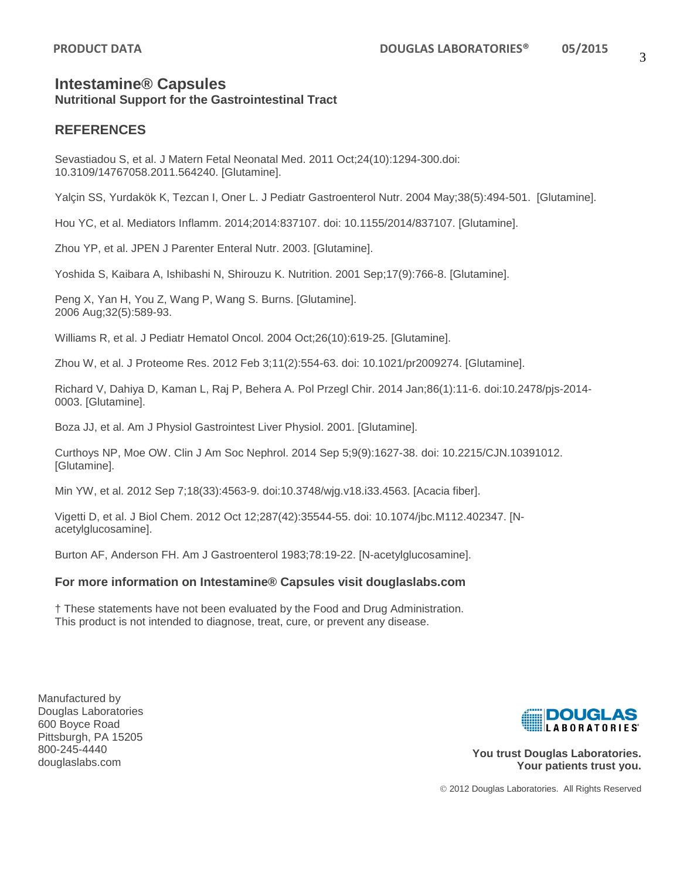# Intestamine® Capsules

**Nutritional Support for the Gastrointestinal Tract**

## REFERENCES

Sevastiadou S, et al. J Matern Fetal Neonatal Med. 2011 Oct;24(10):1294-300.doi: 10.3109/14767058.2011.564240. [Glutamine].

Yalçin SS, Yurdakök K, Tezcan I, Oner L. J Pediatr Gastroenterol Nutr. 2004 May;38(5):494-501. [Glutamine].

Hou YC, et al. Mediators Inflamm. 2014;2014:837107. doi: 10.1155/2014/837107. [Glutamine].

Zhou YP, et al. JPEN J Parenter Enteral Nutr. 2003. [Glutamine].

Yoshida S, Kaibara A, Ishibashi N, Shirouzu K. Nutrition. 2001 Sep;17(9):766-8. [Glutamine].

Peng X, Yan H, You Z, Wang P, Wang S. Burns. [Glutamine]. 2006 Aug;32(5):589-93.

Williams R, et al. J Pediatr Hematol Oncol. 2004 Oct;26(10):619-25. [Glutamine].

Zhou W, et al. J Proteome Res. 2012 Feb 3;11(2):554-63. doi: 10.1021/pr2009274. [Glutamine].

Richard V, Dahiya D, Kaman L, Raj P, Behera A. Pol Przegl Chir. 2014 Jan;86(1):11-6. doi:10.2478/pjs-2014-0003. [Glutamine].

Boza JJ, et al. Am J Physiol Gastrointest Liver Physiol. 2001. [Glutamine].

Curthoys NP, Moe OW. Clin J Am Soc Nephrol. 2014 Sep 5;9(9):1627-38. doi: 10.2215/CJN.10391012. [Glutamine].

Min YW, et al. 2012 Sep 7;18(33):4563-9. doi:10.3748/wjg.v18.i33.4563. [Acacia fiber].

Vigetti D, et al. J Biol Chem. 2012 Oct 12;287(42):35544-55. doi: 10.1074/jbc.M112.402347. [N-acetylglucosamine].

Burton AF, Anderson FH. Am J Gastroenterol 1983;78:19-22. [N-acetylglucosamine].

### For more information on Intestamine® Capsules visit douglaslabs.com

† These statements have not been evaluated by the Food and Drug Administration.
This product is not intended to diagnose, treat, cure, or prevent any disease.

Manufactured by
Douglas Laboratories
600 Boyce Road
Pittsburgh, PA 15205
800-245-4440
douglaslabs.com

DOUGLAS LABORATORIES®

**You trust Douglas Laboratories.**
**Your patients trust you.**

© 2012 Douglas Laboratories. All Rights Reserved